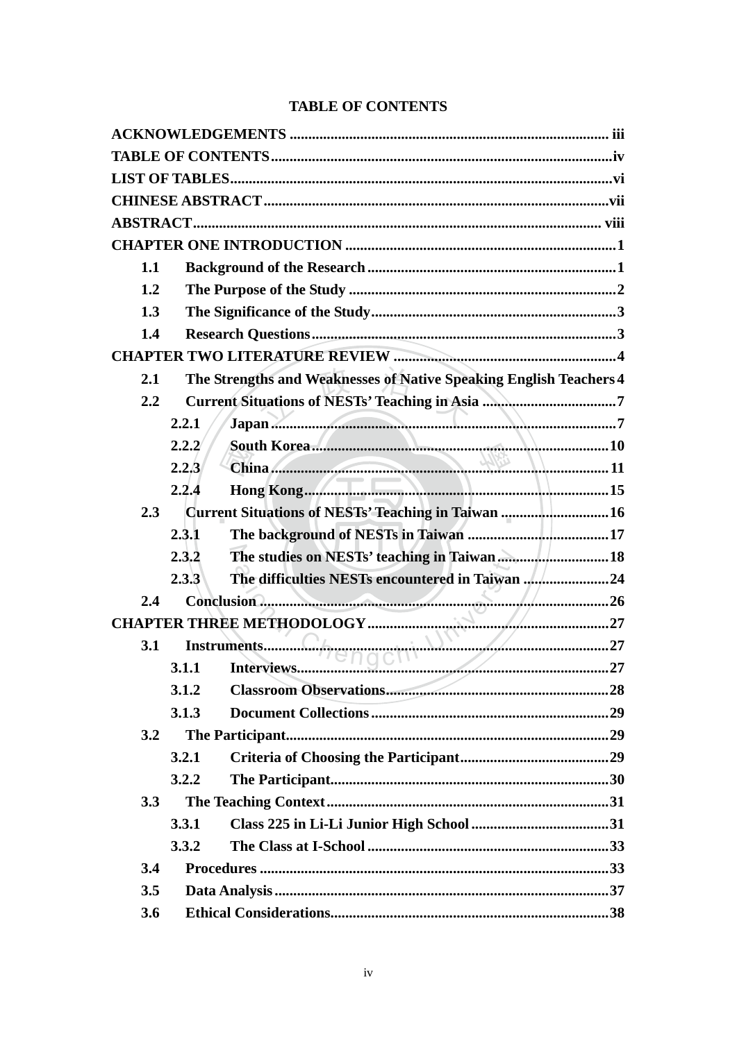# TABLE OF CONTENTS

**ACKNOWLEDGEMENTS** .......... iii
**TABLE OF CONTENTS** .......... iv
**LIST OF TABLES** .......... vi
**CHINESE ABSTRACT** .......... vii
**ABSTRACT** .......... viii
**CHAPTER ONE INTRODUCTION** .......... 1
- **1.1 Background of the Research** .......... 1
- **1.2 The Purpose of the Study** .......... 2
- **1.3 The Significance of the Study** .......... 3
- **1.4 Research Questions** .......... 3

**CHAPTER TWO LITERATURE REVIEW** .......... 4
- **2.1 The Strengths and Weaknesses of Native Speaking English Teachers** 4
- **2.2 Current Situations of NESTs' Teaching in Asia** .......... 7
  - **2.2.1 Japan** .......... 7
  - **2.2.2 South Korea** .......... 10
  - **2.2.3 China** .......... 11
  - **2.2.4 Hong Kong** .......... 15
- **2.3 Current Situations of NESTs' Teaching in Taiwan** .......... 16
  - **2.3.1 The background of NESTs in Taiwan** .......... 17
  - **2.3.2 The studies on NESTs' teaching in Taiwan** .......... 18
  - **2.3.3 The difficulties NESTs encountered in Taiwan** .......... 24
- **2.4 Conclusion** .......... 26

**CHAPTER THREE METHODOLOGY** .......... 27
- **3.1 Instruments** .......... 27
  - **3.1.1 Interviews** .......... 27
  - **3.1.2 Classroom Observations** .......... 28
  - **3.1.3 Document Collections** .......... 29
- **3.2 The Participant** .......... 29
  - **3.2.1 Criteria of Choosing the Participant** .......... 29
  - **3.2.2 The Participant** .......... 30
- **3.3 The Teaching Context** .......... 31
  - **3.3.1 Class 225 in Li-Li Junior High School** .......... 31
  - **3.3.2 The Class at I-School** .......... 33
- **3.4 Procedures** .......... 33
- **3.5 Data Analysis** .......... 37
- **3.6 Ethical Considerations** .......... 38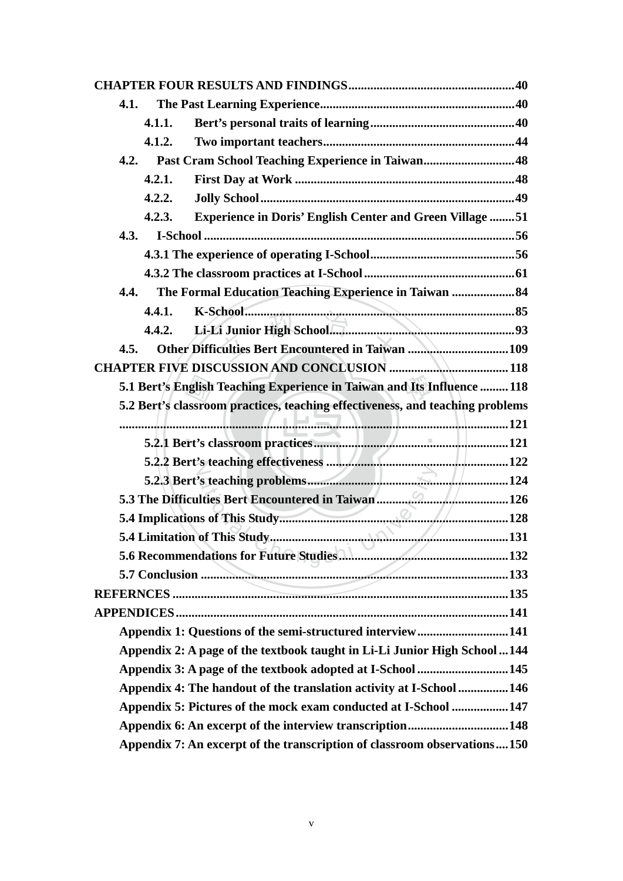**CHAPTER FOUR RESULTS AND FINDINGS** ..... 40

- **4.1. The Past Learning Experience** ..... 40
  - **4.1.1. Bert's personal traits of learning** ..... 40
  - **4.1.2. Two important teachers** ..... 44
- **4.2. Past Cram School Teaching Experience in Taiwan** ..... 48
  - **4.2.1. First Day at Work** ..... 48
  - **4.2.2. Jolly School** ..... 49
  - **4.2.3. Experience in Doris' English Center and Green Village** ..... 51
- **4.3. I-School** ..... 56
  - **4.3.1 The experience of operating I-School** ..... 56
  - **4.3.2 The classroom practices at I-School** ..... 61
- **4.4. The Formal Education Teaching Experience in Taiwan** ..... 84
  - **4.4.1. K-School** ..... 85
  - **4.4.2. Li-Li Junior High School** ..... 93
- **4.5. Other Difficulties Bert Encountered in Taiwan** ..... 109

**CHAPTER FIVE DISCUSSION AND CONCLUSION** ..... 118

- **5.1 Bert's English Teaching Experience in Taiwan and Its Influence** ..... 118
- **5.2 Bert's classroom practices, teaching effectiveness, and teaching problems** ..... 121
  - **5.2.1 Bert's classroom practices** ..... 121
  - **5.2.2 Bert's teaching effectiveness** ..... 122
  - **5.2.3 Bert's teaching problems** ..... 124
- **5.3 The Difficulties Bert Encountered in Taiwan** ..... 126
- **5.4 Implications of This Study** ..... 128
- **5.4 Limitation of This Study** ..... 131
- **5.6 Recommendations for Future Studies** ..... 132
- **5.7 Conclusion** ..... 133

**REFERNCES** ..... 135

**APPENDICES** ..... 141

- **Appendix 1: Questions of the semi-structured interview** ..... 141
- **Appendix 2: A page of the textbook taught in Li-Li Junior High School** ..... 144
- **Appendix 3: A page of the textbook adopted at I-School** ..... 145
- **Appendix 4: The handout of the translation activity at I-School** ..... 146
- **Appendix 5: Pictures of the mock exam conducted at I-School** ..... 147
- **Appendix 6: An excerpt of the interview transcription** ..... 148
- **Appendix 7: An excerpt of the transcription of classroom observations** ..... 150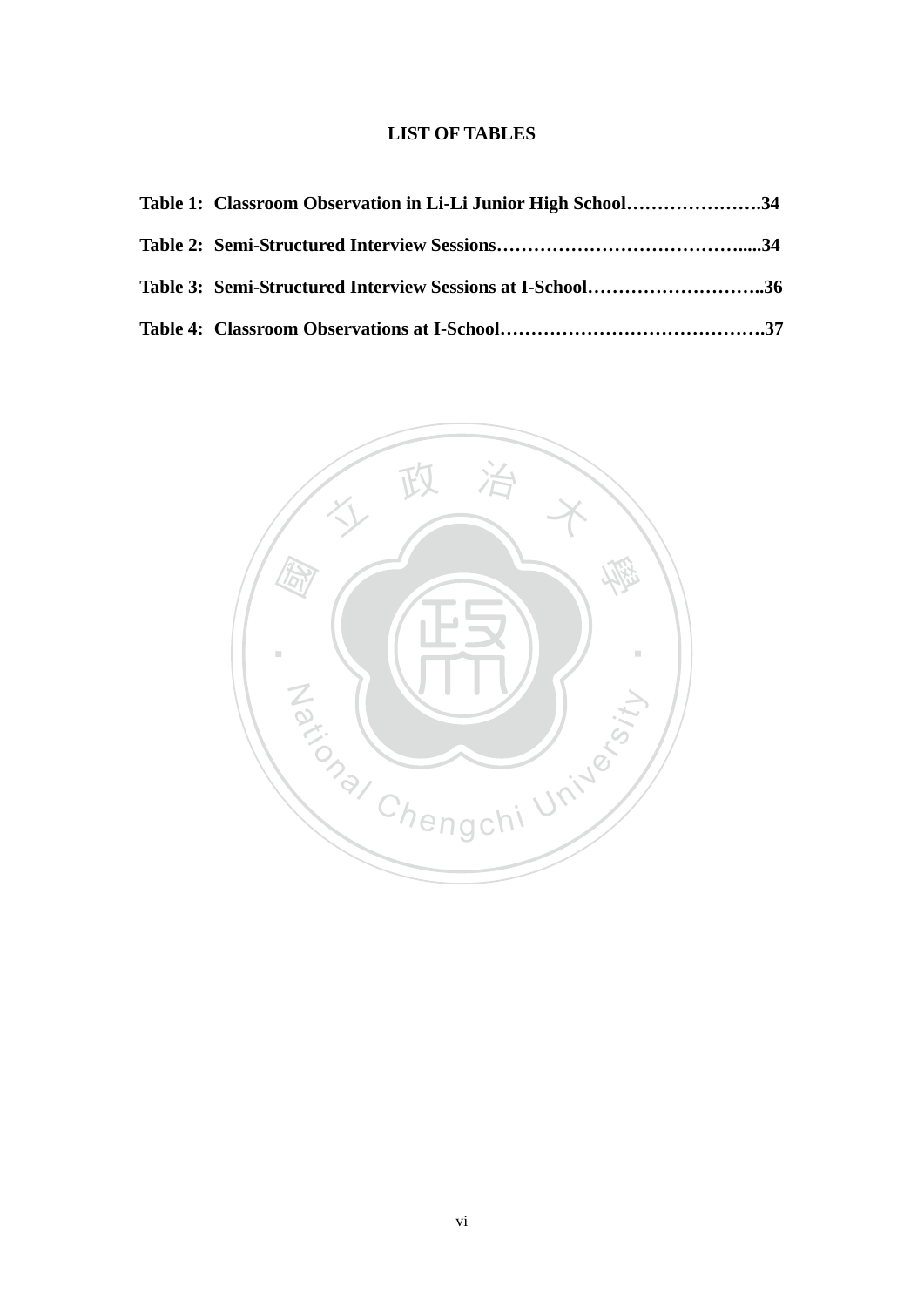# LIST OF TABLES

**Table 1: Classroom Observation in Li-Li Junior High School…………………34**

**Table 2: Semi-Structured Interview Sessions…………………………………....34**

**Table 3: Semi-Structured Interview Sessions at I-School………………………..36**

**Table 4: Classroom Observations at I-School…………………………………….37**